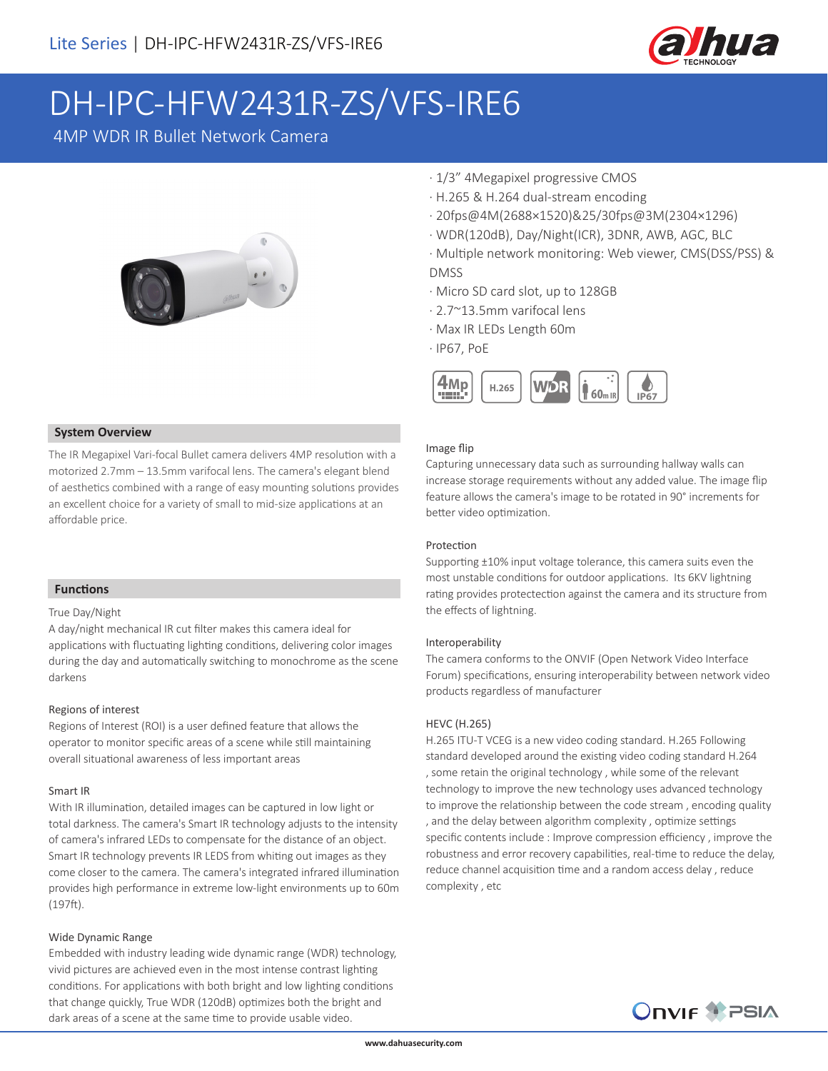Lite Series | DH-IPC-HFW2431R-ZS/VFS-IRE6

# DH-IPC-HFW2431R-ZS/VFS-IRE6

4MP WDR IR Bullet Network Camera

- 1/3" 4Megapixel progressive CMOS
- H.265 & H.264 dual-stream encoding
- 20fps@4M(2688×1520)&25/30fps@3M(2304×1296)
- WDR(120dB), Day/Night(ICR), 3DNR, AWB, AGC, BLC
- Multiple network monitoring: Web viewer, CMS(DSS/PSS) & DMSS
- Micro SD card slot, up to 128GB
- 2.7~13.5mm varifocal lens
- Max IR LEDs Length 60m
- IP67, PoE

## System Overview

The IR Megapixel Vari-focal Bullet camera delivers 4MP resolution with a motorized 2.7mm – 13.5mm varifocal lens. The camera's elegant blend of aesthetics combined with a range of easy mounting solutions provides an excellent choice for a variety of small to mid-size applications at an affordable price.

## Functions

### True Day/Night

A day/night mechanical IR cut filter makes this camera ideal for applications with fluctuating lighting conditions, delivering color images during the day and automatically switching to monochrome as the scene darkens

### Regions of interest

Regions of Interest (ROI) is a user defined feature that allows the operator to monitor specific areas of a scene while still maintaining overall situational awareness of less important areas

### Smart IR

With IR illumination, detailed images can be captured in low light or total darkness. The camera's Smart IR technology adjusts to the intensity of camera's infrared LEDs to compensate for the distance of an object. Smart IR technology prevents IR LEDS from whiting out images as they come closer to the camera. The camera's integrated infrared illumination provides high performance in extreme low-light environments up to 60m (197ft).

### Wide Dynamic Range

Embedded with industry leading wide dynamic range (WDR) technology, vivid pictures are achieved even in the most intense contrast lighting conditions. For applications with both bright and low lighting conditions that change quickly, True WDR (120dB) optimizes both the bright and dark areas of a scene at the same time to provide usable video.

### Image flip

Capturing unnecessary data such as surrounding hallway walls can increase storage requirements without any added value. The image flip feature allows the camera's image to be rotated in 90° increments for better video optimization.

### Protection

Supporting ±10% input voltage tolerance, this camera suits even the most unstable conditions for outdoor applications. Its 6KV lightning rating provides protectection against the camera and its structure from the effects of lightning.

### Interoperability

The camera conforms to the ONVIF (Open Network Video Interface Forum) specifications, ensuring interoperability between network video products regardless of manufacturer

### HEVC (H.265)

H.265 ITU-T VCEG is a new video coding standard. H.265 Following standard developed around the existing video coding standard H.264 , some retain the original technology , while some of the relevant technology to improve the new technology uses advanced technology to improve the relationship between the code stream , encoding quality , and the delay between algorithm complexity , optimize settings specific contents include : Improve compression efficiency , improve the robustness and error recovery capabilities, real-time to reduce the delay, reduce channel acquisition time and a random access delay , reduce complexity , etc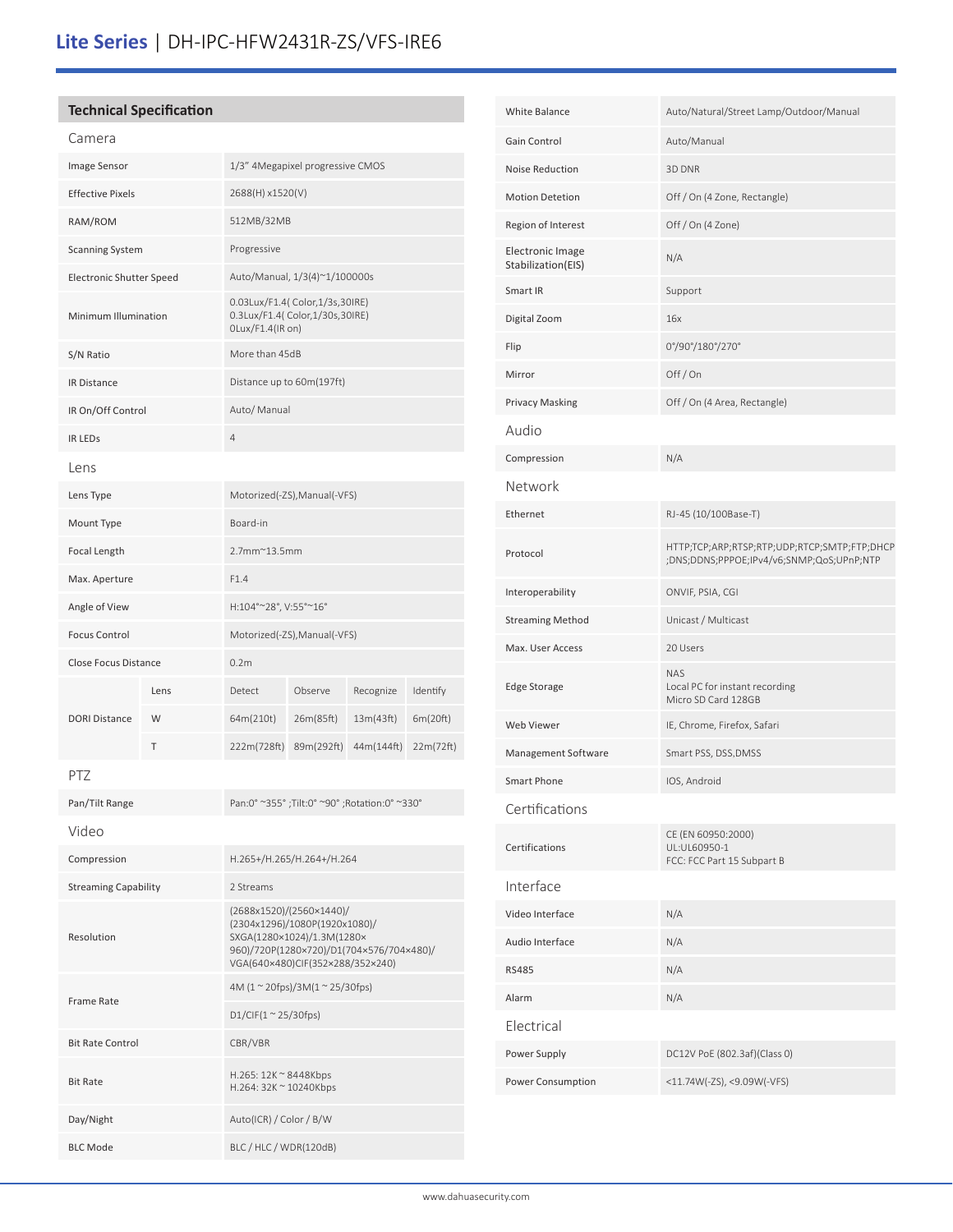## Lite Series | DH-IPC-HFW2431R-ZS/VFS-IRE6

### Technical Specification

#### Camera

| | |
|---|---|
| Image Sensor | 1/3" 4Megapixel progressive CMOS |
| Effective Pixels | 2688(H) x1520(V) |
| RAM/ROM | 512MB/32MB |
| Scanning System | Progressive |
| Electronic Shutter Speed | Auto/Manual, 1/3(4)~1/100000s |
| Minimum Illumination | 0.03Lux/F1.4( Color,1/3s,30IRE)<br>0.3Lux/F1.4( Color,1/30s,30IRE)<br>0Lux/F1.4(IR on) |
| S/N Ratio | More than 45dB |
| IR Distance | Distance up to 60m(197ft) |
| IR On/Off Control | Auto/ Manual |
| IR LEDs | 4 |

#### Lens

| | |
|---|---|
| Lens Type | Motorized(-ZS),Manual(-VFS) |
| Mount Type | Board-in |
| Focal Length | 2.7mm~13.5mm |
| Max. Aperture | F1.4 |
| Angle of View | H:104°~28°, V:55°~16° |
| Focus Control | Motorized(-ZS),Manual(-VFS) |
| Close Focus Distance | 0.2m |

| DORI Distance | Lens | Detect | Observe | Recognize | Identify |
|---|---|---|---|---|---|
| | W | 64m(210t) | 26m(85ft) | 13m(43ft) | 6m(20ft) |
| | T | 222m(728ft) | 89m(292ft) | 44m(144ft) | 22m(72ft) |

#### PTZ

| | |
|---|---|
| Pan/Tilt Range | Pan:0° ~355° ;Tilt:0° ~90° ;Rotation:0° ~330° |

#### Video

| | |
|---|---|
| Compression | H.265+/H.265/H.264+/H.264 |
| Streaming Capability | 2 Streams |
| Resolution | (2688x1520)/(2560×1440)/(2304x1296)/1080P(1920x1080)/SXGA(1280×1024)/1.3M(1280×960)/720P(1280×720)/D1(704×576/704×480)/VGA(640×480)CIF(352×288/352×240) |
| Frame Rate | 4M (1 ~ 20fps)/3M(1 ~ 25/30fps)<br>D1/CIF(1 ~ 25/30fps) |
| Bit Rate Control | CBR/VBR |
| Bit Rate | H.265: 12K ~ 8448Kbps<br>H.264: 32K ~ 10240Kbps |
| Day/Night | Auto(ICR) / Color / B/W |
| BLC Mode | BLC / HLC / WDR(120dB) |
| White Balance | Auto/Natural/Street Lamp/Outdoor/Manual |
| Gain Control | Auto/Manual |
| Noise Reduction | 3D DNR |
| Motion Detetion | Off / On (4 Zone, Rectangle) |
| Region of Interest | Off / On (4 Zone) |
| Electronic Image Stabilization(EIS) | N/A |
| Smart IR | Support |
| Digital Zoom | 16x |
| Flip | 0°/90°/180°/270° |
| Mirror | Off / On |
| Privacy Masking | Off / On (4 Area, Rectangle) |

#### Audio

| | |
|---|---|
| Compression | N/A |

#### Network

| | |
|---|---|
| Ethernet | RJ-45 (10/100Base-T) |
| Protocol | HTTP;TCP;ARP;RTSP;RTP;UDP;RTCP;SMTP;FTP;DHCP;DNS;DDNS;PPPOE;IPv4/v6;SNMP;QoS;UPnP;NTP |
| Interoperability | ONVIF, PSIA, CGI |
| Streaming Method | Unicast / Multicast |
| Max. User Access | 20 Users |
| Edge Storage | NAS<br>Local PC for instant recording<br>Micro SD Card 128GB |
| Web Viewer | IE, Chrome, Firefox, Safari |
| Management Software | Smart PSS, DSS,DMSS |
| Smart Phone | IOS, Android |

#### Certifications

| | |
|---|---|
| Certifications | CE (EN 60950:2000)<br>UL:UL60950-1<br>FCC: FCC Part 15 Subpart B |

#### Interface

| | |
|---|---|
| Video Interface | N/A |
| Audio Interface | N/A |
| RS485 | N/A |
| Alarm | N/A |

#### Electrical

| | |
|---|---|
| Power Supply | DC12V PoE (802.3af)(Class 0) |
| Power Consumption | <11.74W(-ZS), <9.09W(-VFS) |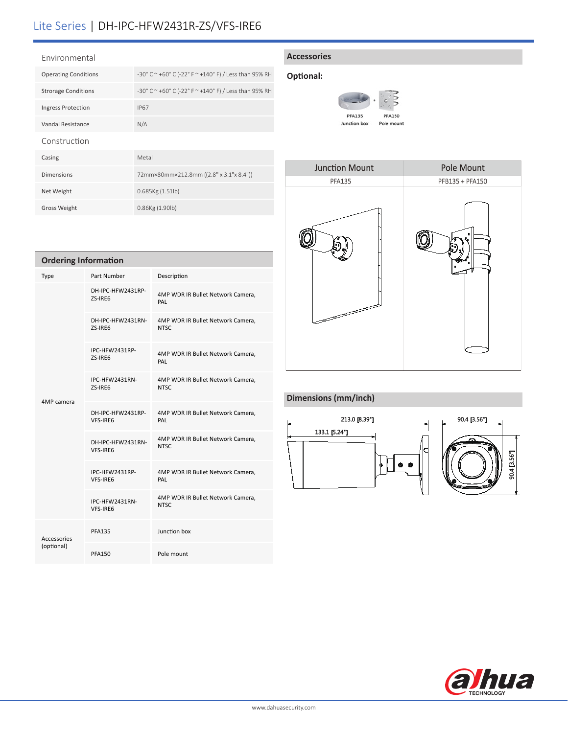## Environmental

| | |
|---|---|
| Operating Conditions | -30° C ~ +60° C (-22° F ~ +140° F) / Less than 95% RH |
| Strorage Conditions | -30° C ~ +60° C (-22° F ~ +140° F) / Less than 95% RH |
| Ingress Protection | IP67 |
| Vandal Resistance | N/A |

## Construction

| | |
|---|---|
| Casing | Metal |
| Dimensions | 72mm×80mm×212.8mm ((2.8" x 3.1"x 8.4")) |
| Net Weight | 0.685Kg (1.51lb) |
| Gross Weight | 0.86Kg (1.90lb) |

## Ordering Information

| Type | Part Number | Description |
|---|---|---|
| 4MP camera | DH-IPC-HFW2431RP-ZS-IRE6 | 4MP WDR IR Bullet Network Camera, PAL |
| | DH-IPC-HFW2431RN-ZS-IRE6 | 4MP WDR IR Bullet Network Camera, NTSC |
| | IPC-HFW2431RP-ZS-IRE6 | 4MP WDR IR Bullet Network Camera, PAL |
| | IPC-HFW2431RN-ZS-IRE6 | 4MP WDR IR Bullet Network Camera, NTSC |
| | DH-IPC-HFW2431RP-VFS-IRE6 | 4MP WDR IR Bullet Network Camera, PAL |
| | DH-IPC-HFW2431RN-VFS-IRE6 | 4MP WDR IR Bullet Network Camera, NTSC |
| | IPC-HFW2431RP-VFS-IRE6 | 4MP WDR IR Bullet Network Camera, PAL |
| | IPC-HFW2431RN-VFS-IRE6 | 4MP WDR IR Bullet Network Camera, NTSC |
| Accessories (optional) | PFA135 | Junction box |
| | PFA150 | Pole mount |

## Accessories

**Optional:**

PFA135
Junction box

PFA150
Pole mount

| Junction Mount | Pole Mount |
|---|---|
| PFA135 | PFB135 + PFA150 |

## Dimensions (mm/inch)

213.0 [8.39"]

133.1 [5.24"]

90.4 [3.56"]

90.4 [3.56"]

www.dahuasecurity.com